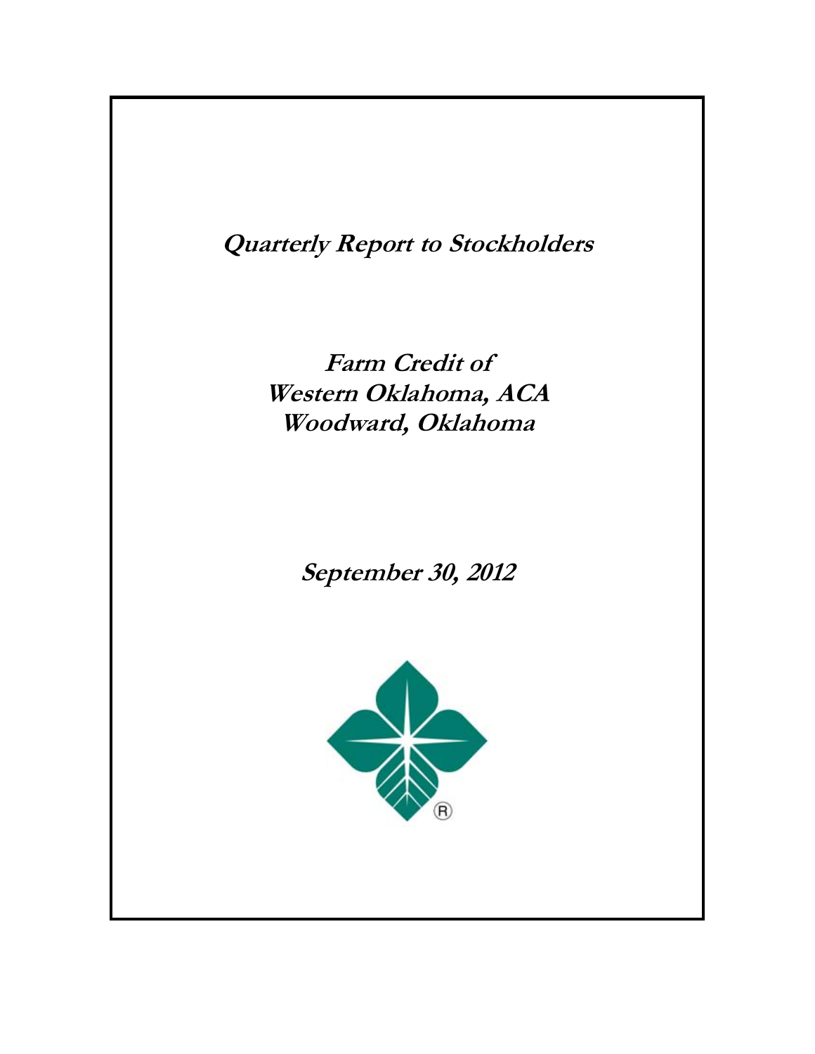# Quarterly Report to Stockholders

## Farm Credit of Western Oklahoma, ACA Woodward, Oklahoma

## September 30, 2012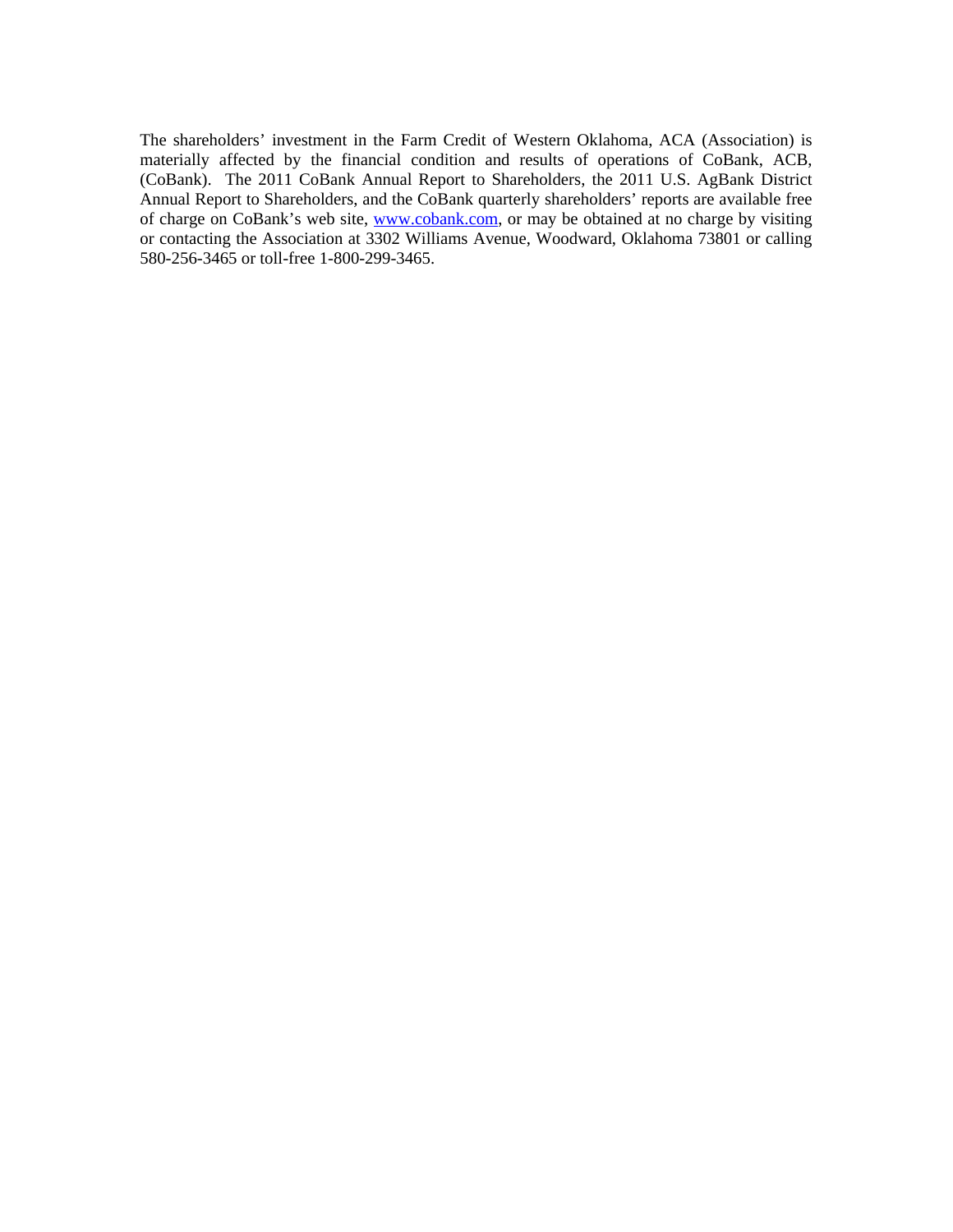The shareholders' investment in the Farm Credit of Western Oklahoma, ACA (Association) is materially affected by the financial condition and results of operations of CoBank, ACB, (CoBank). The 2011 CoBank Annual Report to Shareholders, the 2011 U.S. AgBank District Annual Report to Shareholders, and the CoBank quarterly shareholders' reports are available free of charge on CoBank's web site, www.cobank.com, or may be obtained at no charge by visiting or contacting the Association at 3302 Williams Avenue, Woodward, Oklahoma 73801 or calling 580-256-3465 or toll-free 1-800-299-3465.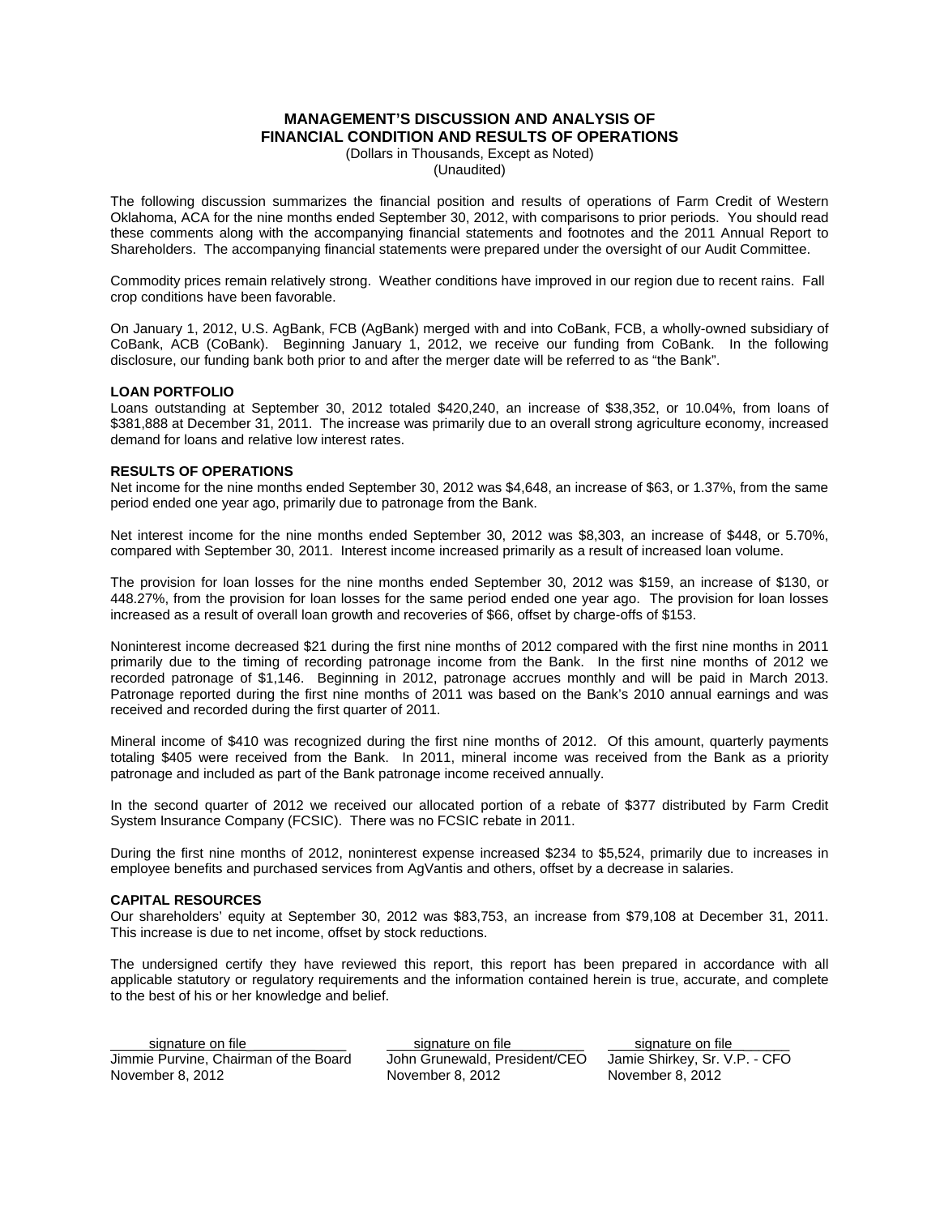# MANAGEMENT'S DISCUSSION AND ANALYSIS OF FINANCIAL CONDITION AND RESULTS OF OPERATIONS

(Dollars in Thousands, Except as Noted)
(Unaudited)

The following discussion summarizes the financial position and results of operations of Farm Credit of Western Oklahoma, ACA for the nine months ended September 30, 2012, with comparisons to prior periods. You should read these comments along with the accompanying financial statements and footnotes and the 2011 Annual Report to Shareholders. The accompanying financial statements were prepared under the oversight of our Audit Committee.

Commodity prices remain relatively strong. Weather conditions have improved in our region due to recent rains. Fall crop conditions have been favorable.

On January 1, 2012, U.S. AgBank, FCB (AgBank) merged with and into CoBank, FCB, a wholly-owned subsidiary of CoBank, ACB (CoBank). Beginning January 1, 2012, we receive our funding from CoBank. In the following disclosure, our funding bank both prior to and after the merger date will be referred to as "the Bank".

**LOAN PORTFOLIO**

Loans outstanding at September 30, 2012 totaled $420,240, an increase of $38,352, or 10.04%, from loans of $381,888 at December 31, 2011. The increase was primarily due to an overall strong agriculture economy, increased demand for loans and relative low interest rates.

**RESULTS OF OPERATIONS**

Net income for the nine months ended September 30, 2012 was $4,648, an increase of $63, or 1.37%, from the same period ended one year ago, primarily due to patronage from the Bank.

Net interest income for the nine months ended September 30, 2012 was $8,303, an increase of $448, or 5.70%, compared with September 30, 2011. Interest income increased primarily as a result of increased loan volume.

The provision for loan losses for the nine months ended September 30, 2012 was $159, an increase of $130, or 448.27%, from the provision for loan losses for the same period ended one year ago. The provision for loan losses increased as a result of overall loan growth and recoveries of $66, offset by charge-offs of $153.

Noninterest income decreased $21 during the first nine months of 2012 compared with the first nine months in 2011 primarily due to the timing of recording patronage income from the Bank. In the first nine months of 2012 we recorded patronage of $1,146. Beginning in 2012, patronage accrues monthly and will be paid in March 2013. Patronage reported during the first nine months of 2011 was based on the Bank's 2010 annual earnings and was received and recorded during the first quarter of 2011.

Mineral income of $410 was recognized during the first nine months of 2012. Of this amount, quarterly payments totaling $405 were received from the Bank. In 2011, mineral income was received from the Bank as a priority patronage and included as part of the Bank patronage income received annually.

In the second quarter of 2012 we received our allocated portion of a rebate of $377 distributed by Farm Credit System Insurance Company (FCSIC). There was no FCSIC rebate in 2011.

During the first nine months of 2012, noninterest expense increased $234 to $5,524, primarily due to increases in employee benefits and purchased services from AgVantis and others, offset by a decrease in salaries.

**CAPITAL RESOURCES**

Our shareholders' equity at September 30, 2012 was $83,753, an increase from $79,108 at December 31, 2011. This increase is due to net income, offset by stock reductions.

The undersigned certify they have reviewed this report, this report has been prepared in accordance with all applicable statutory or regulatory requirements and the information contained herein is true, accurate, and complete to the best of his or her knowledge and belief.

| signature on file | signature on file | signature on file |
|---|---|---|
| Jimmie Purvine, Chairman of the Board | John Grunewald, President/CEO | Jamie Shirkey, Sr. V.P. - CFO |
| November 8, 2012 | November 8, 2012 | November 8, 2012 |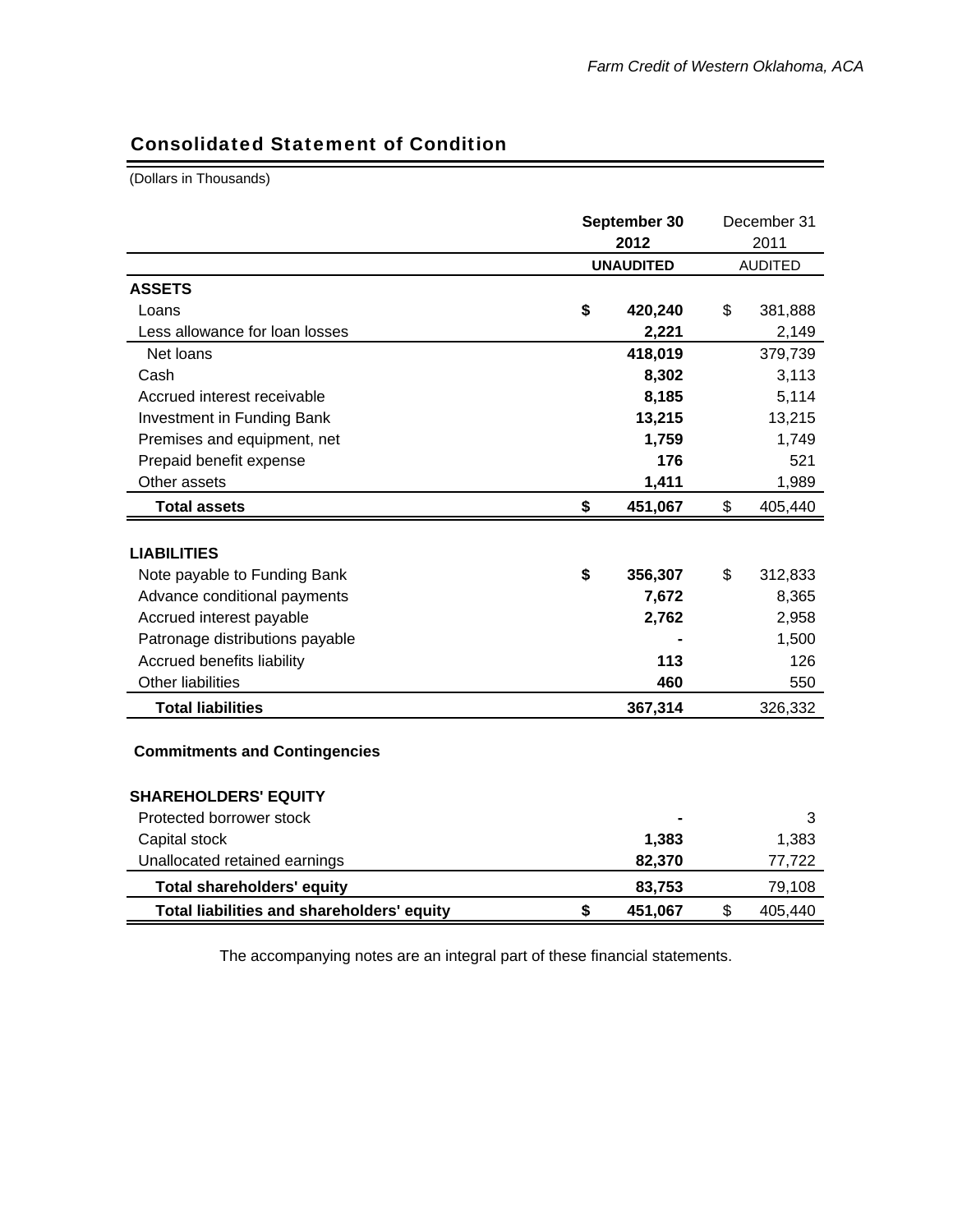## Consolidated Statement of Condition

(Dollars in Thousands)

| | September 30 2012 | December 31 2011 |
|---|---|---|
| | **UNAUDITED** | AUDITED |
| **ASSETS** | | |
| Loans | **$ 420,240** | $ 381,888 |
| Less allowance for loan losses | **2,221** | 2,149 |
| Net loans | **418,019** | 379,739 |
| Cash | **8,302** | 3,113 |
| Accrued interest receivable | **8,185** | 5,114 |
| Investment in Funding Bank | **13,215** | 13,215 |
| Premises and equipment, net | **1,759** | 1,749 |
| Prepaid benefit expense | **176** | 521 |
| Other assets | **1,411** | 1,989 |
| **Total assets** | **$ 451,067** | $ 405,440 |
| **LIABILITIES** | | |
| Note payable to Funding Bank | **$ 356,307** | $ 312,833 |
| Advance conditional payments | **7,672** | 8,365 |
| Accrued interest payable | **2,762** | 2,958 |
| Patronage distributions payable | **-** | 1,500 |
| Accrued benefits liability | **113** | 126 |
| Other liabilities | **460** | 550 |
| **Total liabilities** | **367,314** | 326,332 |
| **Commitments and Contingencies** | | |
| **SHAREHOLDERS' EQUITY** | | |
| Protected borrower stock | **-** | 3 |
| Capital stock | **1,383** | 1,383 |
| Unallocated retained earnings | **82,370** | 77,722 |
| **Total shareholders' equity** | **83,753** | 79,108 |
| **Total liabilities and shareholders' equity** | **$ 451,067** | $ 405,440 |

The accompanying notes are an integral part of these financial statements.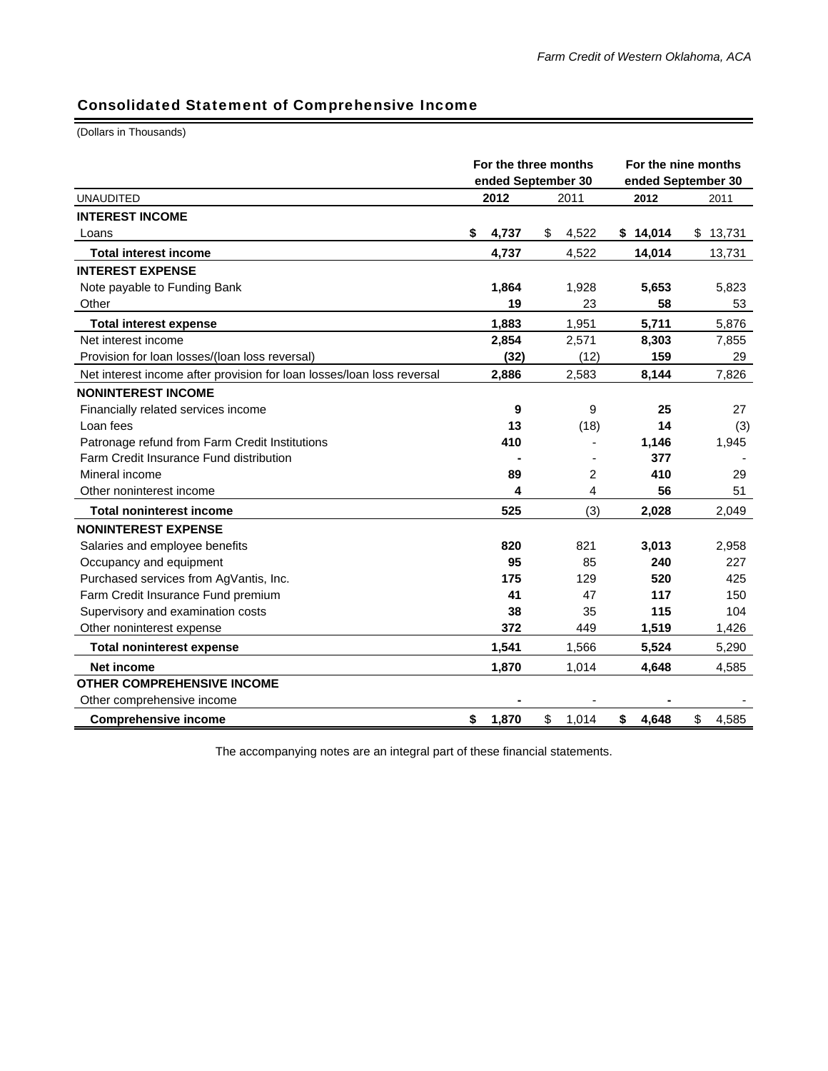## Consolidated Statement of Comprehensive Income

(Dollars in Thousands)

| | For the three months ended September 30 | | For the nine months ended September 30 | |
|---|---|---|---|---|
| UNAUDITED | **2012** | 2011 | **2012** | 2011 |
| **INTEREST INCOME** | | | | |
| Loans | **$ 4,737** | $ 4,522 | **$ 14,014** | $ 13,731 |
| **Total interest income** | **4,737** | 4,522 | **14,014** | 13,731 |
| **INTEREST EXPENSE** | | | | |
| Note payable to Funding Bank | **1,864** | 1,928 | **5,653** | 5,823 |
| Other | **19** | 23 | **58** | 53 |
| **Total interest expense** | **1,883** | 1,951 | **5,711** | 5,876 |
| Net interest income | **2,854** | 2,571 | **8,303** | 7,855 |
| Provision for loan losses/(loan loss reversal) | **(32)** | (12) | **159** | 29 |
| Net interest income after provision for loan losses/loan loss reversal | **2,886** | 2,583 | **8,144** | 7,826 |
| **NONINTEREST INCOME** | | | | |
| Financially related services income | **9** | 9 | **25** | 27 |
| Loan fees | **13** | (18) | **14** | (3) |
| Patronage refund from Farm Credit Institutions | **410** | - | **1,146** | 1,945 |
| Farm Credit Insurance Fund distribution | **-** | - | **377** | - |
| Mineral income | **89** | 2 | **410** | 29 |
| Other noninterest income | **4** | 4 | **56** | 51 |
| **Total noninterest income** | **525** | (3) | **2,028** | 2,049 |
| **NONINTEREST EXPENSE** | | | | |
| Salaries and employee benefits | **820** | 821 | **3,013** | 2,958 |
| Occupancy and equipment | **95** | 85 | **240** | 227 |
| Purchased services from AgVantis, Inc. | **175** | 129 | **520** | 425 |
| Farm Credit Insurance Fund premium | **41** | 47 | **117** | 150 |
| Supervisory and examination costs | **38** | 35 | **115** | 104 |
| Other noninterest expense | **372** | 449 | **1,519** | 1,426 |
| **Total noninterest expense** | **1,541** | 1,566 | **5,524** | 5,290 |
| **Net income** | **1,870** | 1,014 | **4,648** | 4,585 |
| **OTHER COMPREHENSIVE INCOME** | | | | |
| Other comprehensive income | **-** | - | **-** | - |
| **Comprehensive income** | **$ 1,870** | $ 1,014 | **$ 4,648** | $ 4,585 |

The accompanying notes are an integral part of these financial statements.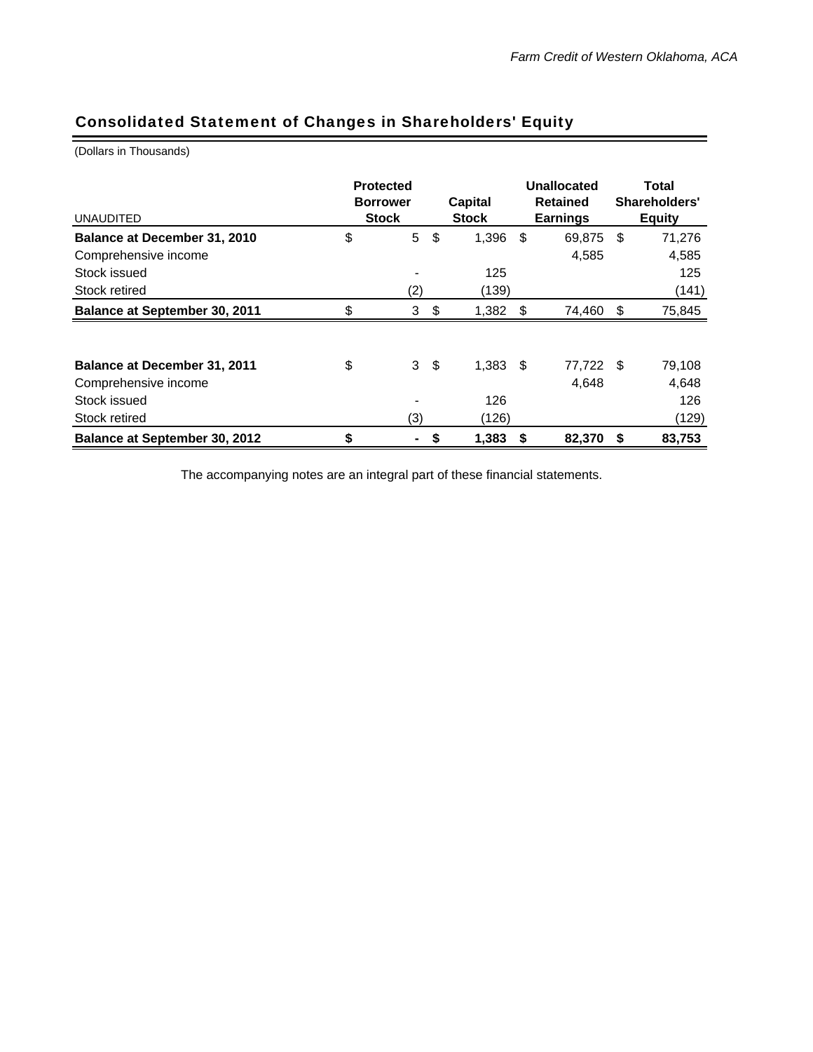## Consolidated Statement of Changes in Shareholders' Equity

(Dollars in Thousands)

| UNAUDITED | Protected Borrower Stock | Capital Stock | Unallocated Retained Earnings | Total Shareholders' Equity |
|---|---|---|---|---|
| **Balance at December 31, 2010** | $ 5 | $ 1,396 | $ 69,875 | $ 71,276 |
| Comprehensive income | | | 4,585 | 4,585 |
| Stock issued | - | 125 | | 125 |
| Stock retired | (2) | (139) | | (141) |
| **Balance at September 30, 2011** | $ 3 | $ 1,382 | $ 74,460 | $ 75,845 |
| | | | | |
| **Balance at December 31, 2011** | $ 3 | $ 1,383 | $ 77,722 | $ 79,108 |
| Comprehensive income | | | 4,648 | 4,648 |
| Stock issued | - | 126 | | 126 |
| Stock retired | (3) | (126) | | (129) |
| **Balance at September 30, 2012** | **$ -** | **$ 1,383** | **$ 82,370** | **$ 83,753** |

The accompanying notes are an integral part of these financial statements.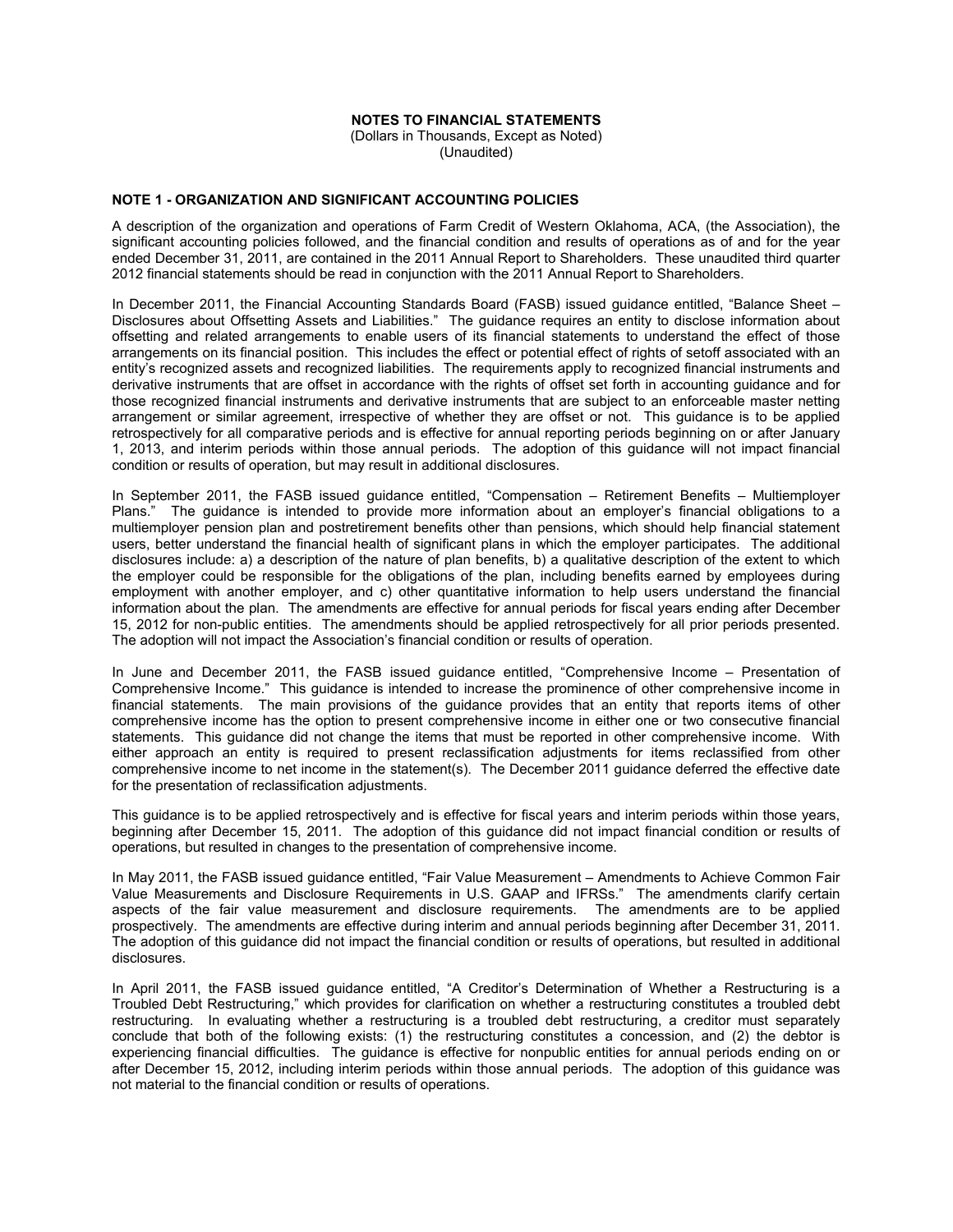# NOTES TO FINANCIAL STATEMENTS

(Dollars in Thousands, Except as Noted)
(Unaudited)

## NOTE 1 - ORGANIZATION AND SIGNIFICANT ACCOUNTING POLICIES

A description of the organization and operations of Farm Credit of Western Oklahoma, ACA, (the Association), the significant accounting policies followed, and the financial condition and results of operations as of and for the year ended December 31, 2011, are contained in the 2011 Annual Report to Shareholders. These unaudited third quarter 2012 financial statements should be read in conjunction with the 2011 Annual Report to Shareholders.

In December 2011, the Financial Accounting Standards Board (FASB) issued guidance entitled, "Balance Sheet – Disclosures about Offsetting Assets and Liabilities." The guidance requires an entity to disclose information about offsetting and related arrangements to enable users of its financial statements to understand the effect of those arrangements on its financial position. This includes the effect or potential effect of rights of setoff associated with an entity's recognized assets and recognized liabilities. The requirements apply to recognized financial instruments and derivative instruments that are offset in accordance with the rights of offset set forth in accounting guidance and for those recognized financial instruments and derivative instruments that are subject to an enforceable master netting arrangement or similar agreement, irrespective of whether they are offset or not. This guidance is to be applied retrospectively for all comparative periods and is effective for annual reporting periods beginning on or after January 1, 2013, and interim periods within those annual periods. The adoption of this guidance will not impact financial condition or results of operation, but may result in additional disclosures.

In September 2011, the FASB issued guidance entitled, "Compensation – Retirement Benefits – Multiemployer Plans." The guidance is intended to provide more information about an employer's financial obligations to a multiemployer pension plan and postretirement benefits other than pensions, which should help financial statement users, better understand the financial health of significant plans in which the employer participates. The additional disclosures include: a) a description of the nature of plan benefits, b) a qualitative description of the extent to which the employer could be responsible for the obligations of the plan, including benefits earned by employees during employment with another employer, and c) other quantitative information to help users understand the financial information about the plan. The amendments are effective for annual periods for fiscal years ending after December 15, 2012 for non-public entities. The amendments should be applied retrospectively for all prior periods presented. The adoption will not impact the Association's financial condition or results of operation.

In June and December 2011, the FASB issued guidance entitled, "Comprehensive Income – Presentation of Comprehensive Income." This guidance is intended to increase the prominence of other comprehensive income in financial statements. The main provisions of the guidance provides that an entity that reports items of other comprehensive income has the option to present comprehensive income in either one or two consecutive financial statements. This guidance did not change the items that must be reported in other comprehensive income. With either approach an entity is required to present reclassification adjustments for items reclassified from other comprehensive income to net income in the statement(s). The December 2011 guidance deferred the effective date for the presentation of reclassification adjustments.

This guidance is to be applied retrospectively and is effective for fiscal years and interim periods within those years, beginning after December 15, 2011. The adoption of this guidance did not impact financial condition or results of operations, but resulted in changes to the presentation of comprehensive income.

In May 2011, the FASB issued guidance entitled, "Fair Value Measurement – Amendments to Achieve Common Fair Value Measurements and Disclosure Requirements in U.S. GAAP and IFRSs." The amendments clarify certain aspects of the fair value measurement and disclosure requirements. The amendments are to be applied prospectively. The amendments are effective during interim and annual periods beginning after December 31, 2011. The adoption of this guidance did not impact the financial condition or results of operations, but resulted in additional disclosures.

In April 2011, the FASB issued guidance entitled, "A Creditor's Determination of Whether a Restructuring is a Troubled Debt Restructuring," which provides for clarification on whether a restructuring constitutes a troubled debt restructuring. In evaluating whether a restructuring is a troubled debt restructuring, a creditor must separately conclude that both of the following exists: (1) the restructuring constitutes a concession, and (2) the debtor is experiencing financial difficulties. The guidance is effective for nonpublic entities for annual periods ending on or after December 15, 2012, including interim periods within those annual periods. The adoption of this guidance was not material to the financial condition or results of operations.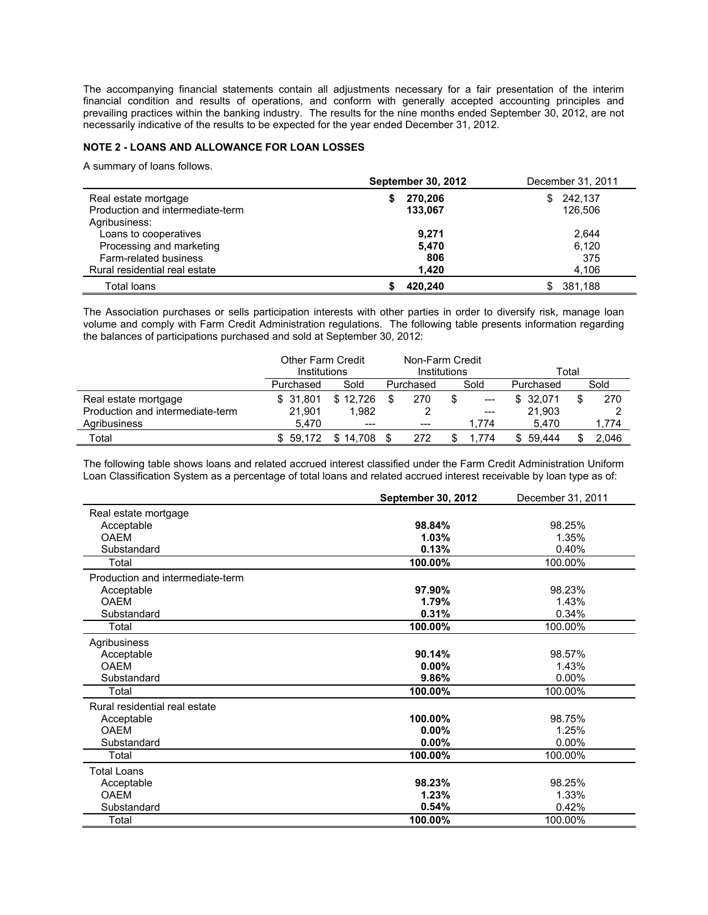The accompanying financial statements contain all adjustments necessary for a fair presentation of the interim financial condition and results of operations, and conform with generally accepted accounting principles and prevailing practices within the banking industry. The results for the nine months ended September 30, 2012, are not necessarily indicative of the results to be expected for the year ended December 31, 2012.

**NOTE 2 - LOANS AND ALLOWANCE FOR LOAN LOSSES**

A summary of loans follows.

| | **September 30, 2012** | December 31, 2011 |
|---|---|---|
| Real estate mortgage | **$ 270,206** | $ 242,137 |
| Production and intermediate-term | **133,067** | 126,506 |
| Agribusiness: | | |
| Loans to cooperatives | **9,271** | 2,644 |
| Processing and marketing | **5,470** | 6,120 |
| Farm-related business | **806** | 375 |
| Rural residential real estate | **1,420** | 4,106 |
| Total loans | **$ 420,240** | $ 381,188 |

The Association purchases or sells participation interests with other parties in order to diversify risk, manage loan volume and comply with Farm Credit Administration regulations. The following table presents information regarding the balances of participations purchased and sold at September 30, 2012:

| | Other Farm Credit Institutions | | Non-Farm Credit Institutions | | Total | |
|---|---|---|---|---|---|---|
| | Purchased | Sold | Purchased | Sold | Purchased | Sold |
| Real estate mortgage | $ 31,801 | $ 12,726 | $ 270 | $ --- | $ 32,071 | $ 270 |
| Production and intermediate-term | 21,901 | 1,982 | 2 | --- | 21,903 | 2 |
| Agribusiness | 5,470 | --- | --- | 1,774 | 5,470 | 1,774 |
| Total | $ 59,172 | $ 14,708 | $ 272 | $ 1,774 | $ 59,444 | $ 2,046 |

The following table shows loans and related accrued interest classified under the Farm Credit Administration Uniform Loan Classification System as a percentage of total loans and related accrued interest receivable by loan type as of:

| | **September 30, 2012** | December 31, 2011 |
|---|---|---|
| Real estate mortgage | | |
| Acceptable | **98.84%** | 98.25% |
| OAEM | **1.03%** | 1.35% |
| Substandard | **0.13%** | 0.40% |
| Total | **100.00%** | 100.00% |
| Production and intermediate-term | | |
| Acceptable | **97.90%** | 98.23% |
| OAEM | **1.79%** | 1.43% |
| Substandard | **0.31%** | 0.34% |
| Total | **100.00%** | 100.00% |
| Agribusiness | | |
| Acceptable | **90.14%** | 98.57% |
| OAEM | **0.00%** | 1.43% |
| Substandard | **9.86%** | 0.00% |
| Total | **100.00%** | 100.00% |
| Rural residential real estate | | |
| Acceptable | **100.00%** | 98.75% |
| OAEM | **0.00%** | 1.25% |
| Substandard | **0.00%** | 0.00% |
| Total | **100.00%** | 100.00% |
| Total Loans | | |
| Acceptable | **98.23%** | 98.25% |
| OAEM | **1.23%** | 1.33% |
| Substandard | **0.54%** | 0.42% |
| Total | **100.00%** | 100.00% |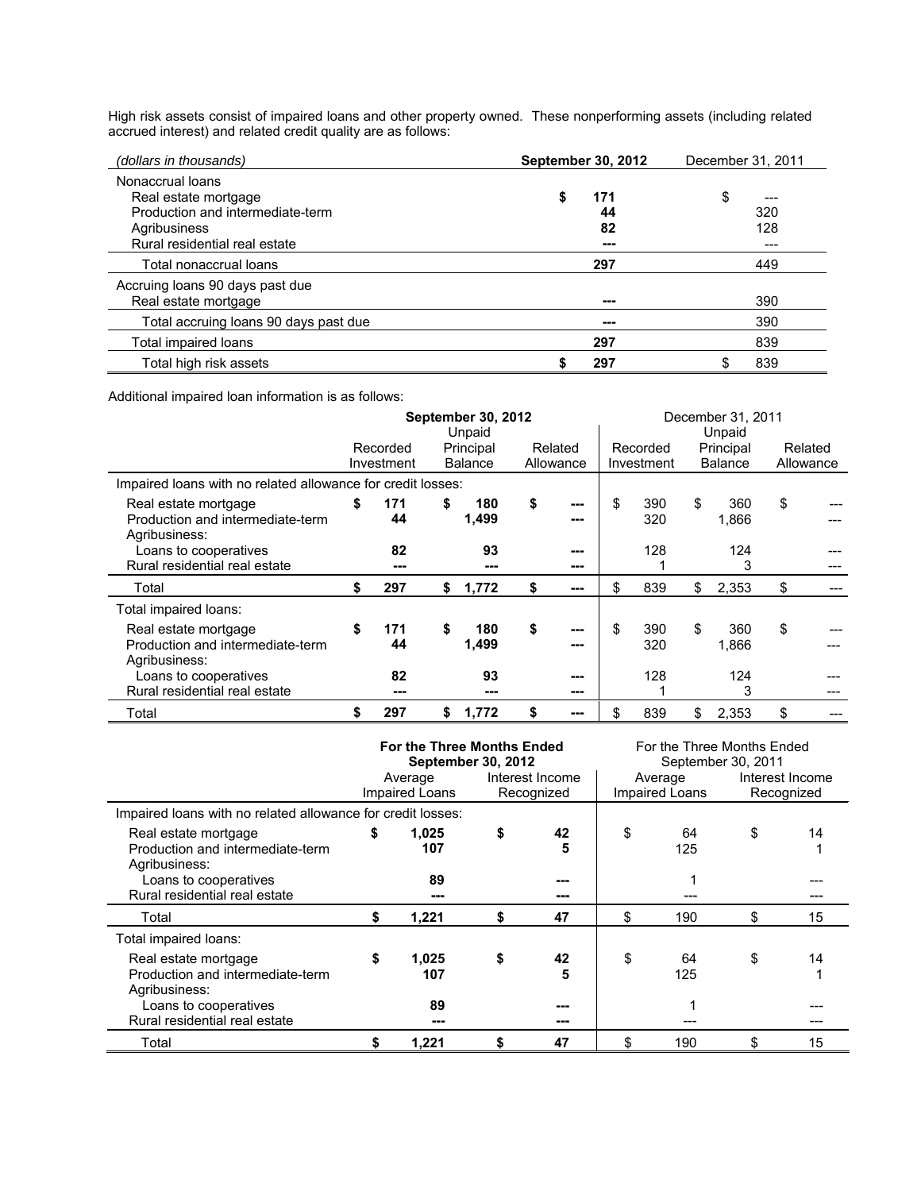High risk assets consist of impaired loans and other property owned. These nonperforming assets (including related accrued interest) and related credit quality are as follows:

| *(dollars in thousands)* | **September 30, 2012** | December 31, 2011 |
|---|---|---|
| Nonaccrual loans | | |
| Real estate mortgage | **$ 171** | $ --- |
| Production and intermediate-term | **44** | 320 |
| Agribusiness | **82** | 128 |
| Rural residential real estate | **---** | --- |
| Total nonaccrual loans | **297** | 449 |
| Accruing loans 90 days past due | | |
| Real estate mortgage | **---** | 390 |
| Total accruing loans 90 days past due | **---** | 390 |
| Total impaired loans | **297** | 839 |
| Total high risk assets | **$ 297** | $ 839 |

Additional impaired loan information is as follows:

| | **September 30, 2012** | | | December 31, 2011 | | |
|---|---|---|---|---|---|---|
| | Recorded Investment | Unpaid Principal Balance | Related Allowance | Recorded Investment | Unpaid Principal Balance | Related Allowance |
| Impaired loans with no related allowance for credit losses: | | | | | | |
| Real estate mortgage | **$ 171** | **$ 180** | **$ ---** | $ 390 | $ 360 | $ --- |
| Production and intermediate-term | **44** | **1,499** | **---** | 320 | 1,866 | --- |
| Agribusiness: | | | | | | |
| Loans to cooperatives | **82** | **93** | **---** | 128 | 124 | --- |
| Rural residential real estate | **---** | **---** | **---** | 1 | 3 | --- |
| Total | **$ 297** | **$ 1,772** | **$ ---** | $ 839 | $ 2,353 | $ --- |
| Total impaired loans: | | | | | | |
| Real estate mortgage | **$ 171** | **$ 180** | **$ ---** | $ 390 | $ 360 | $ --- |
| Production and intermediate-term | **44** | **1,499** | **---** | 320 | 1,866 | --- |
| Agribusiness: | | | | | | |
| Loans to cooperatives | **82** | **93** | **---** | 128 | 124 | --- |
| Rural residential real estate | **---** | **---** | **---** | 1 | 3 | --- |
| Total | **$ 297** | **$ 1,772** | **$ ---** | $ 839 | $ 2,353 | $ --- |

| | **For the Three Months Ended September 30, 2012** | | For the Three Months Ended September 30, 2011 | |
|---|---|---|---|---|
| | Average Impaired Loans | Interest Income Recognized | Average Impaired Loans | Interest Income Recognized |
| Impaired loans with no related allowance for credit losses: | | | | |
| Real estate mortgage | **$ 1,025** | **$ 42** | $ 64 | $ 14 |
| Production and intermediate-term | **107** | **5** | 125 | 1 |
| Agribusiness: | | | | |
| Loans to cooperatives | **89** | **---** | 1 | --- |
| Rural residential real estate | **---** | **---** | --- | --- |
| Total | **$ 1,221** | **$ 47** | $ 190 | $ 15 |
| Total impaired loans: | | | | |
| Real estate mortgage | **$ 1,025** | **$ 42** | $ 64 | $ 14 |
| Production and intermediate-term | **107** | **5** | 125 | 1 |
| Agribusiness: | | | | |
| Loans to cooperatives | **89** | **---** | 1 | --- |
| Rural residential real estate | **---** | **---** | --- | --- |
| Total | **$ 1,221** | **$ 47** | $ 190 | $ 15 |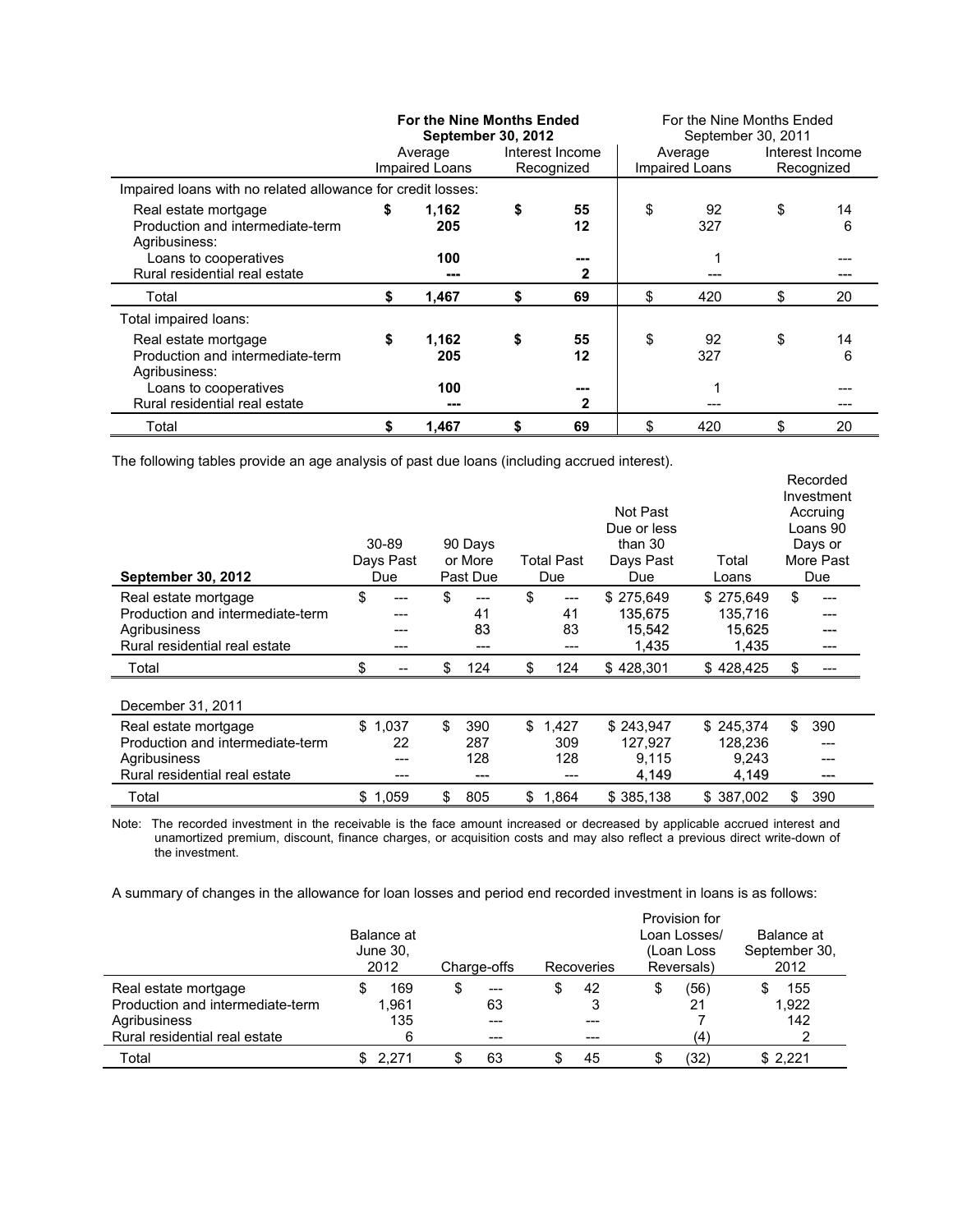| | For the Nine Months Ended September 30, 2012 | | For the Nine Months Ended September 30, 2011 | |
|---|---|---|---|---|
| | Average Impaired Loans | Interest Income Recognized | Average Impaired Loans | Interest Income Recognized |
| Impaired loans with no related allowance for credit losses: | | | | |
| Real estate mortgage | $ 1,162 | $ 55 | $ 92 | $ 14 |
| Production and intermediate-term | 205 | 12 | 327 | 6 |
| Agribusiness: | | | | |
| Loans to cooperatives | 100 | --- | 1 | --- |
| Rural residential real estate | --- | 2 | --- | --- |
| Total | $ 1,467 | $ 69 | $ 420 | $ 20 |
| Total impaired loans: | | | | |
| Real estate mortgage | $ 1,162 | $ 55 | $ 92 | $ 14 |
| Production and intermediate-term | 205 | 12 | 327 | 6 |
| Agribusiness: | | | | |
| Loans to cooperatives | 100 | --- | 1 | --- |
| Rural residential real estate | --- | 2 | --- | --- |
| Total | $ 1,467 | $ 69 | $ 420 | $ 20 |

The following tables provide an age analysis of past due loans (including accrued interest).

| September 30, 2012 | 30-89 Days Past Due | 90 Days or More Past Due | Total Past Due | Not Past Due or less than 30 Days Past Due | Total Loans | Recorded Investment Accruing Loans 90 Days or More Past Due |
|---|---|---|---|---|---|---|
| Real estate mortgage | $ --- | $ --- | $ --- | $ 275,649 | $ 275,649 | $ --- |
| Production and intermediate-term | --- | 41 | 41 | 135,675 | 135,716 | --- |
| Agribusiness | --- | 83 | 83 | 15,542 | 15,625 | --- |
| Rural residential real estate | --- | --- | --- | 1,435 | 1,435 | --- |
| Total | $ -- | $ 124 | $ 124 | $ 428,301 | $ 428,425 | $ --- |
| | | | | | | |
| December 31, 2011 | | | | | | |
| Real estate mortgage | $ 1,037 | $ 390 | $ 1,427 | $ 243,947 | $ 245,374 | $ 390 |
| Production and intermediate-term | 22 | 287 | 309 | 127,927 | 128,236 | --- |
| Agribusiness | --- | 128 | 128 | 9,115 | 9,243 | --- |
| Rural residential real estate | --- | --- | --- | 4,149 | 4,149 | --- |
| Total | $ 1,059 | $ 805 | $ 1,864 | $ 385,138 | $ 387,002 | $ 390 |

Note: The recorded investment in the receivable is the face amount increased or decreased by applicable accrued interest and unamortized premium, discount, finance charges, or acquisition costs and may also reflect a previous direct write-down of the investment.

A summary of changes in the allowance for loan losses and period end recorded investment in loans is as follows:

| | Balance at June 30, 2012 | Charge-offs | Recoveries | Provision for Loan Losses/ (Loan Loss Reversals) | Balance at September 30, 2012 |
|---|---|---|---|---|---|
| Real estate mortgage | $ 169 | $ --- | $ 42 | $ (56) | $ 155 |
| Production and intermediate-term | 1,961 | 63 | 3 | 21 | 1,922 |
| Agribusiness | 135 | --- | --- | 7 | 142 |
| Rural residential real estate | 6 | --- | --- | (4) | 2 |
| Total | $ 2,271 | $ 63 | $ 45 | $ (32) | $ 2,221 |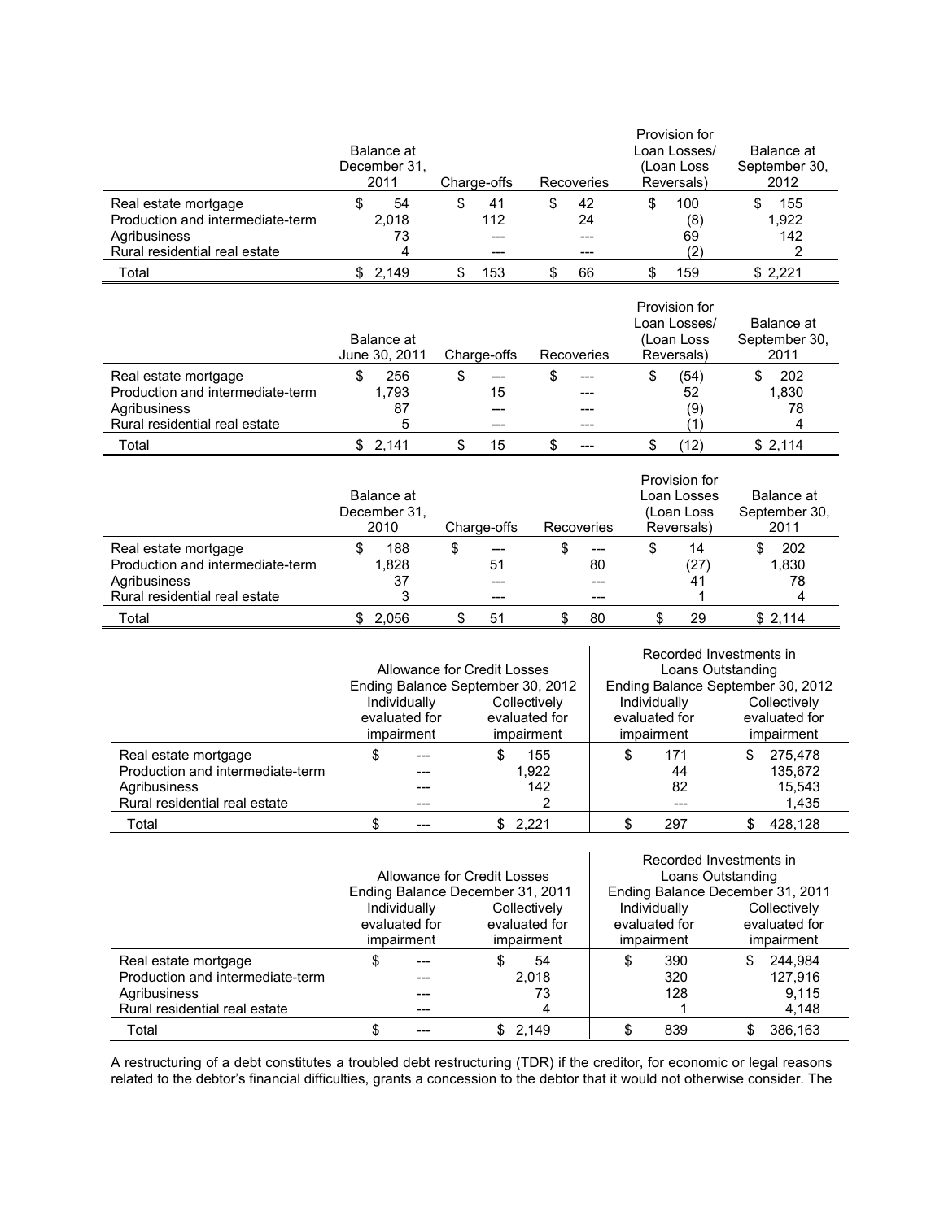| | Balance at December 31, 2011 | Charge-offs | Recoveries | Provision for Loan Losses/ (Loan Loss Reversals) | Balance at September 30, 2012 |
|---|---|---|---|---|---|
| Real estate mortgage | $ 54 | $ 41 | $ 42 | $ 100 | $ 155 |
| Production and intermediate-term | 2,018 | 112 | 24 | (8) | 1,922 |
| Agribusiness | 73 | --- | --- | 69 | 142 |
| Rural residential real estate | 4 | --- | --- | (2) | 2 |
| Total | $ 2,149 | $ 153 | $ 66 | $ 159 | $ 2,221 |

| | Balance at June 30, 2011 | Charge-offs | Recoveries | Provision for Loan Losses/ (Loan Loss Reversals) | Balance at September 30, 2011 |
|---|---|---|---|---|---|
| Real estate mortgage | $ 256 | $ --- | $ --- | $ (54) | $ 202 |
| Production and intermediate-term | 1,793 | 15 | --- | 52 | 1,830 |
| Agribusiness | 87 | --- | --- | (9) | 78 |
| Rural residential real estate | 5 | --- | --- | (1) | 4 |
| Total | $ 2,141 | $ 15 | $ --- | $ (12) | $ 2,114 |

| | Balance at December 31, 2010 | Charge-offs | Recoveries | Provision for Loan Losses (Loan Loss Reversals) | Balance at September 30, 2011 |
|---|---|---|---|---|---|
| Real estate mortgage | $ 188 | $ --- | $ --- | $ 14 | $ 202 |
| Production and intermediate-term | 1,828 | 51 | 80 | (27) | 1,830 |
| Agribusiness | 37 | --- | --- | 41 | 78 |
| Rural residential real estate | 3 | --- | --- | 1 | 4 |
| Total | $ 2,056 | $ 51 | $ 80 | $ 29 | $ 2,114 |

| | Allowance for Credit Losses Ending Balance September 30, 2012 | | Recorded Investments in Loans Outstanding Ending Balance September 30, 2012 | |
|---|---|---|---|---|
| | Individually evaluated for impairment | Collectively evaluated for impairment | Individually evaluated for impairment | Collectively evaluated for impairment |
| Real estate mortgage | $ --- | $ 155 | $ 171 | $ 275,478 |
| Production and intermediate-term | --- | 1,922 | 44 | 135,672 |
| Agribusiness | --- | 142 | 82 | 15,543 |
| Rural residential real estate | --- | 2 | --- | 1,435 |
| Total | $ --- | $ 2,221 | $ 297 | $ 428,128 |

| | Allowance for Credit Losses Ending Balance December 31, 2011 | | Recorded Investments in Loans Outstanding Ending Balance December 31, 2011 | |
|---|---|---|---|---|
| | Individually evaluated for impairment | Collectively evaluated for impairment | Individually evaluated for impairment | Collectively evaluated for impairment |
| Real estate mortgage | $ --- | $ 54 | $ 390 | $ 244,984 |
| Production and intermediate-term | --- | 2,018 | 320 | 127,916 |
| Agribusiness | --- | 73 | 128 | 9,115 |
| Rural residential real estate | --- | 4 | 1 | 4,148 |
| Total | $ --- | $ 2,149 | $ 839 | $ 386,163 |

A restructuring of a debt constitutes a troubled debt restructuring (TDR) if the creditor, for economic or legal reasons related to the debtor's financial difficulties, grants a concession to the debtor that it would not otherwise consider. The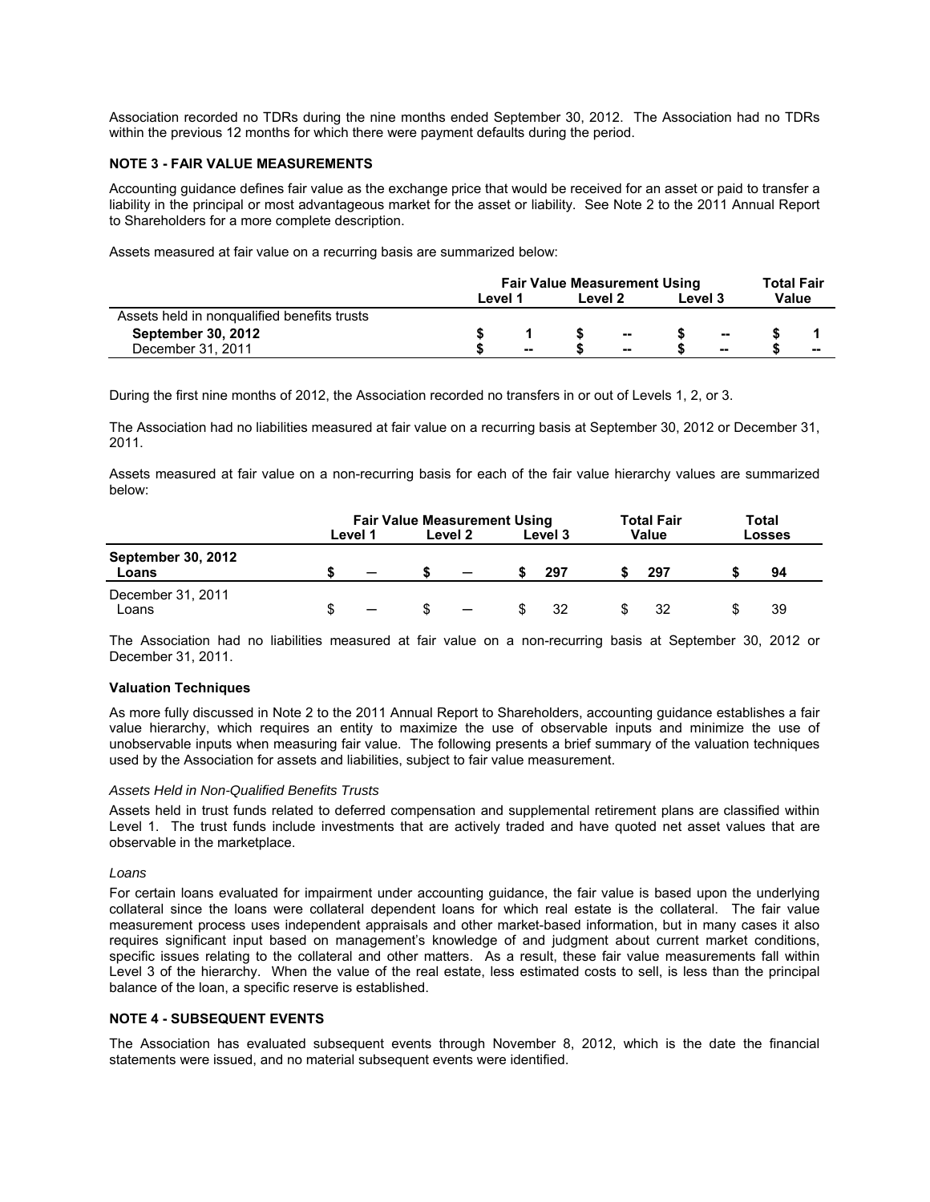Association recorded no TDRs during the nine months ended September 30, 2012. The Association had no TDRs within the previous 12 months for which there were payment defaults during the period.

### NOTE 3 - FAIR VALUE MEASUREMENTS

Accounting guidance defines fair value as the exchange price that would be received for an asset or paid to transfer a liability in the principal or most advantageous market for the asset or liability. See Note 2 to the 2011 Annual Report to Shareholders for a more complete description.

Assets measured at fair value on a recurring basis are summarized below:

| | Fair Value Measurement Using | | | Total Fair Value |
|---|---|---|---|---|
| | Level 1 | Level 2 | Level 3 | |
| Assets held in nonqualified benefits trusts | | | | |
| **September 30, 2012** | **$ 1** | **$ --** | **$ --** | **$ 1** |
| December 31, 2011 | **$ --** | **$ --** | **$ --** | **$ --** |

During the first nine months of 2012, the Association recorded no transfers in or out of Levels 1, 2, or 3.

The Association had no liabilities measured at fair value on a recurring basis at September 30, 2012 or December 31, 2011.

Assets measured at fair value on a non-recurring basis for each of the fair value hierarchy values are summarized below:

| | Fair Value Measurement Using | | | Total Fair Value | Total Losses |
|---|---|---|---|---|---|
| | Level 1 | Level 2 | Level 3 | | |
| **September 30, 2012** | | | | | |
| **Loans** | **$ —** | **$ —** | **$ 297** | **$ 297** | **$ 94** |
| December 31, 2011 | | | | | |
| Loans | $ — | $ — | $ 32 | $ 32 | $ 39 |

The Association had no liabilities measured at fair value on a non-recurring basis at September 30, 2012 or December 31, 2011.

#### Valuation Techniques

As more fully discussed in Note 2 to the 2011 Annual Report to Shareholders, accounting guidance establishes a fair value hierarchy, which requires an entity to maximize the use of observable inputs and minimize the use of unobservable inputs when measuring fair value. The following presents a brief summary of the valuation techniques used by the Association for assets and liabilities, subject to fair value measurement.

*Assets Held in Non-Qualified Benefits Trusts*

Assets held in trust funds related to deferred compensation and supplemental retirement plans are classified within Level 1. The trust funds include investments that are actively traded and have quoted net asset values that are observable in the marketplace.

*Loans*

For certain loans evaluated for impairment under accounting guidance, the fair value is based upon the underlying collateral since the loans were collateral dependent loans for which real estate is the collateral. The fair value measurement process uses independent appraisals and other market-based information, but in many cases it also requires significant input based on management's knowledge of and judgment about current market conditions, specific issues relating to the collateral and other matters. As a result, these fair value measurements fall within Level 3 of the hierarchy. When the value of the real estate, less estimated costs to sell, is less than the principal balance of the loan, a specific reserve is established.

### NOTE 4 - SUBSEQUENT EVENTS

The Association has evaluated subsequent events through November 8, 2012, which is the date the financial statements were issued, and no material subsequent events were identified.